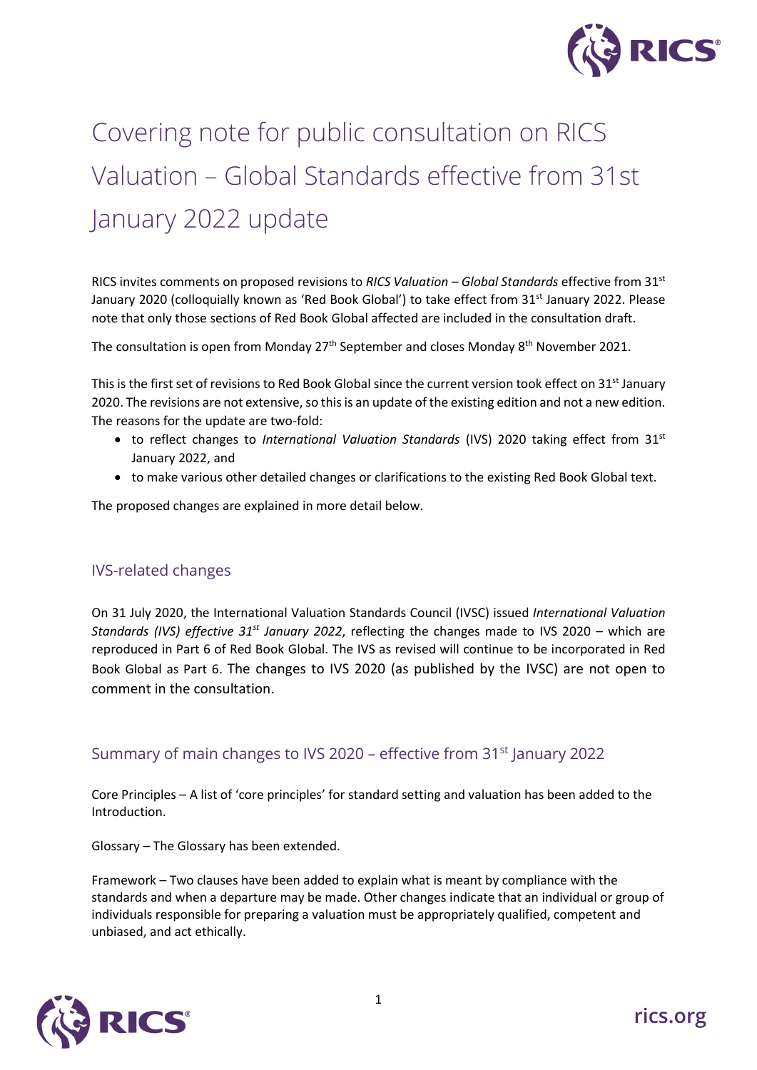# Covering note for public consultation on RICS Valuation – Global Standards effective from 31st January 2022 update

RICS invites comments on proposed revisions to *RICS Valuation – Global Standards* effective from 31st January 2020 (colloquially known as 'Red Book Global') to take effect from 31st January 2022. Please note that only those sections of Red Book Global affected are included in the consultation draft.

The consultation is open from Monday 27th September and closes Monday 8th November 2021.

This is the first set of revisions to Red Book Global since the current version took effect on 31st January 2020. The revisions are not extensive, so this is an update of the existing edition and not a new edition. The reasons for the update are two-fold:

- to reflect changes to *International Valuation Standards* (IVS) 2020 taking effect from 31st January 2022, and
- to make various other detailed changes or clarifications to the existing Red Book Global text.

The proposed changes are explained in more detail below.

## IVS-related changes

On 31 July 2020, the International Valuation Standards Council (IVSC) issued *International Valuation Standards (IVS) effective 31st January 2022*, reflecting the changes made to IVS 2020 – which are reproduced in Part 6 of Red Book Global. The IVS as revised will continue to be incorporated in Red Book Global as Part 6. The changes to IVS 2020 (as published by the IVSC) are not open to comment in the consultation.

## Summary of main changes to IVS 2020 – effective from 31st January 2022

Core Principles – A list of 'core principles' for standard setting and valuation has been added to the Introduction.

Glossary – The Glossary has been extended.

Framework – Two clauses have been added to explain what is meant by compliance with the standards and when a departure may be made. Other changes indicate that an individual or group of individuals responsible for preparing a valuation must be appropriately qualified, competent and unbiased, and act ethically.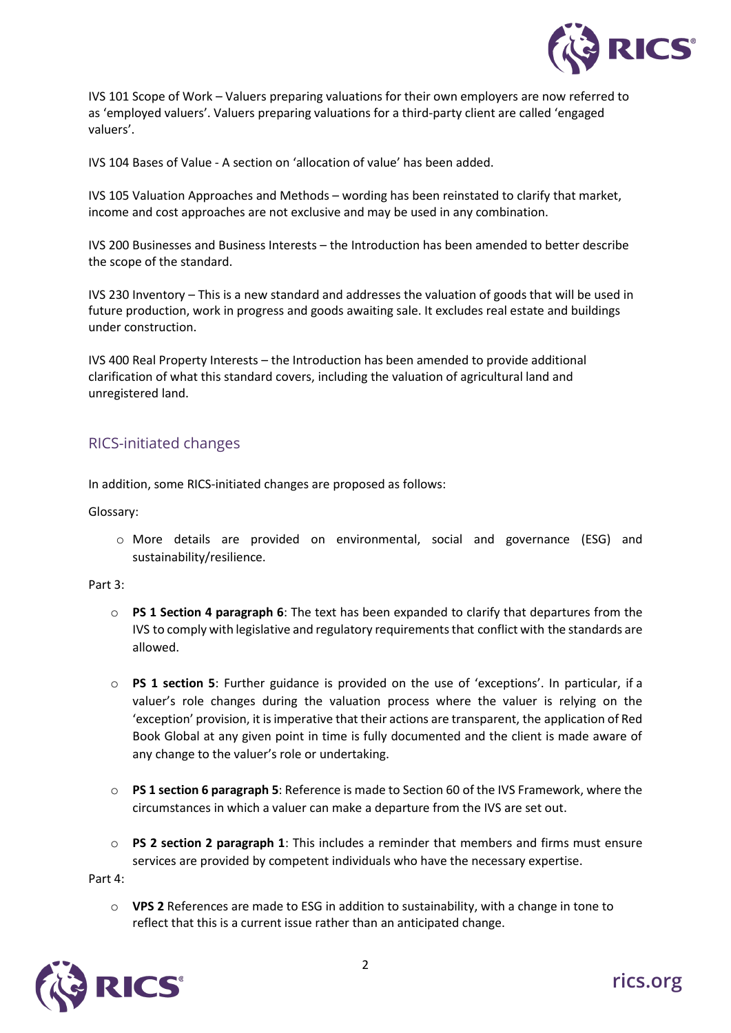IVS 101 Scope of Work – Valuers preparing valuations for their own employers are now referred to as 'employed valuers'. Valuers preparing valuations for a third-party client are called 'engaged valuers'.

IVS 104 Bases of Value - A section on 'allocation of value' has been added.

IVS 105 Valuation Approaches and Methods – wording has been reinstated to clarify that market, income and cost approaches are not exclusive and may be used in any combination.

IVS 200 Businesses and Business Interests – the Introduction has been amended to better describe the scope of the standard.

IVS 230 Inventory – This is a new standard and addresses the valuation of goods that will be used in future production, work in progress and goods awaiting sale. It excludes real estate and buildings under construction.

IVS 400 Real Property Interests – the Introduction has been amended to provide additional clarification of what this standard covers, including the valuation of agricultural land and unregistered land.

## RICS-initiated changes

In addition, some RICS-initiated changes are proposed as follows:

Glossary:

- More details are provided on environmental, social and governance (ESG) and sustainability/resilience.

Part 3:

- **PS 1 Section 4 paragraph 6**: The text has been expanded to clarify that departures from the IVS to comply with legislative and regulatory requirements that conflict with the standards are allowed.

- **PS 1 section 5**: Further guidance is provided on the use of 'exceptions'. In particular, if a valuer's role changes during the valuation process where the valuer is relying on the 'exception' provision, it is imperative that their actions are transparent, the application of Red Book Global at any given point in time is fully documented and the client is made aware of any change to the valuer's role or undertaking.

- **PS 1 section 6 paragraph 5**: Reference is made to Section 60 of the IVS Framework, where the circumstances in which a valuer can make a departure from the IVS are set out.

- **PS 2 section 2 paragraph 1**: This includes a reminder that members and firms must ensure services are provided by competent individuals who have the necessary expertise.

Part 4:

- **VPS 2** References are made to ESG in addition to sustainability, with a change in tone to reflect that this is a current issue rather than an anticipated change.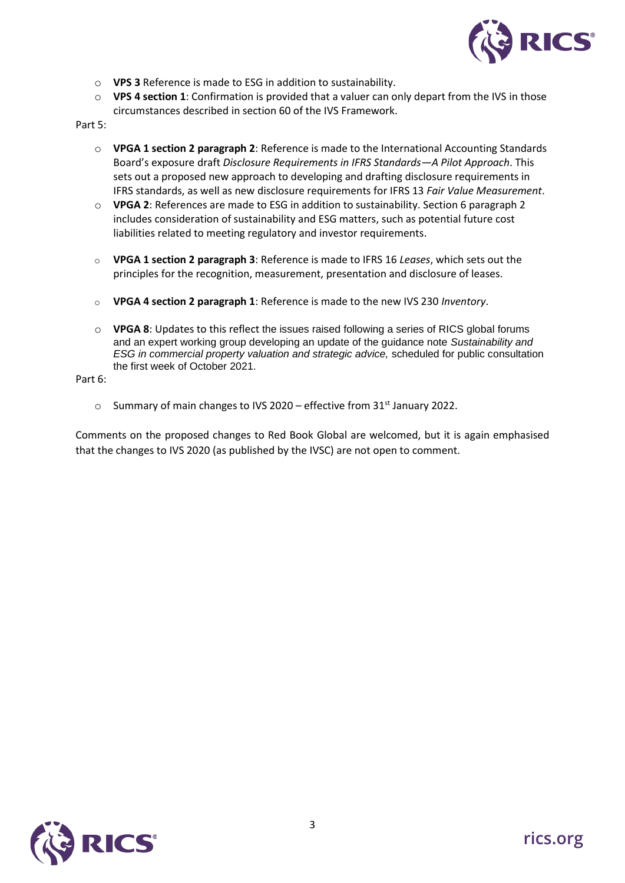- **VPS 3** Reference is made to ESG in addition to sustainability.
- **VPS 4 section 1**: Confirmation is provided that a valuer can only depart from the IVS in those circumstances described in section 60 of the IVS Framework.

Part 5:

- **VPGA 1 section 2 paragraph 2**: Reference is made to the International Accounting Standards Board's exposure draft *Disclosure Requirements in IFRS Standards—A Pilot Approach*. This sets out a proposed new approach to developing and drafting disclosure requirements in IFRS standards, as well as new disclosure requirements for IFRS 13 *Fair Value Measurement*.
- **VPGA 2**: References are made to ESG in addition to sustainability. Section 6 paragraph 2 includes consideration of sustainability and ESG matters, such as potential future cost liabilities related to meeting regulatory and investor requirements.
- **VPGA 1 section 2 paragraph 3**: Reference is made to IFRS 16 *Leases*, which sets out the principles for the recognition, measurement, presentation and disclosure of leases.
- **VPGA 4 section 2 paragraph 1**: Reference is made to the new IVS 230 *Inventory*.
- **VPGA 8**: Updates to this reflect the issues raised following a series of RICS global forums and an expert working group developing an update of the guidance note *Sustainability and ESG in commercial property valuation and strategic advice,* scheduled for public consultation the first week of October 2021.

Part 6:

- Summary of main changes to IVS 2020 – effective from 31st January 2022.

Comments on the proposed changes to Red Book Global are welcomed, but it is again emphasised that the changes to IVS 2020 (as published by the IVSC) are not open to comment.